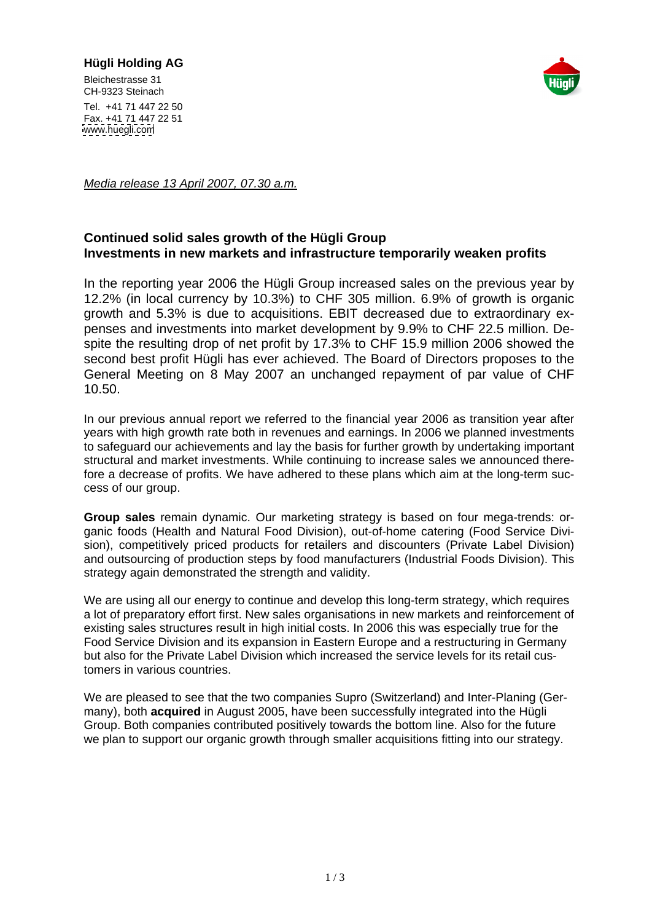**Hügli Holding AG**

Bleichestrasse 31
CH-9323 Steinach

Tel. +41 71 447 22 50
Fax. +41 71 447 22 51
www.huegli.com

*Media release 13 April 2007, 07.30 a.m.*

## Continued solid sales growth of the Hügli Group
## Investments in new markets and infrastructure temporarily weaken profits

In the reporting year 2006 the Hügli Group increased sales on the previous year by 12.2% (in local currency by 10.3%) to CHF 305 million. 6.9% of growth is organic growth and 5.3% is due to acquisitions. EBIT decreased due to extraordinary expenses and investments into market development by 9.9% to CHF 22.5 million. Despite the resulting drop of net profit by 17.3% to CHF 15.9 million 2006 showed the second best profit Hügli has ever achieved. The Board of Directors proposes to the General Meeting on 8 May 2007 an unchanged repayment of par value of CHF 10.50.

In our previous annual report we referred to the financial year 2006 as transition year after years with high growth rate both in revenues and earnings. In 2006 we planned investments to safeguard our achievements and lay the basis for further growth by undertaking important structural and market investments. While continuing to increase sales we announced therefore a decrease of profits. We have adhered to these plans which aim at the long-term success of our group.

**Group sales** remain dynamic. Our marketing strategy is based on four mega-trends: organic foods (Health and Natural Food Division), out-of-home catering (Food Service Division), competitively priced products for retailers and discounters (Private Label Division) and outsourcing of production steps by food manufacturers (Industrial Foods Division). This strategy again demonstrated the strength and validity.

We are using all our energy to continue and develop this long-term strategy, which requires a lot of preparatory effort first. New sales organisations in new markets and reinforcement of existing sales structures result in high initial costs. In 2006 this was especially true for the Food Service Division and its expansion in Eastern Europe and a restructuring in Germany but also for the Private Label Division which increased the service levels for its retail customers in various countries.

We are pleased to see that the two companies Supro (Switzerland) and Inter-Planing (Germany), both **acquired** in August 2005, have been successfully integrated into the Hügli Group. Both companies contributed positively towards the bottom line. Also for the future we plan to support our organic growth through smaller acquisitions fitting into our strategy.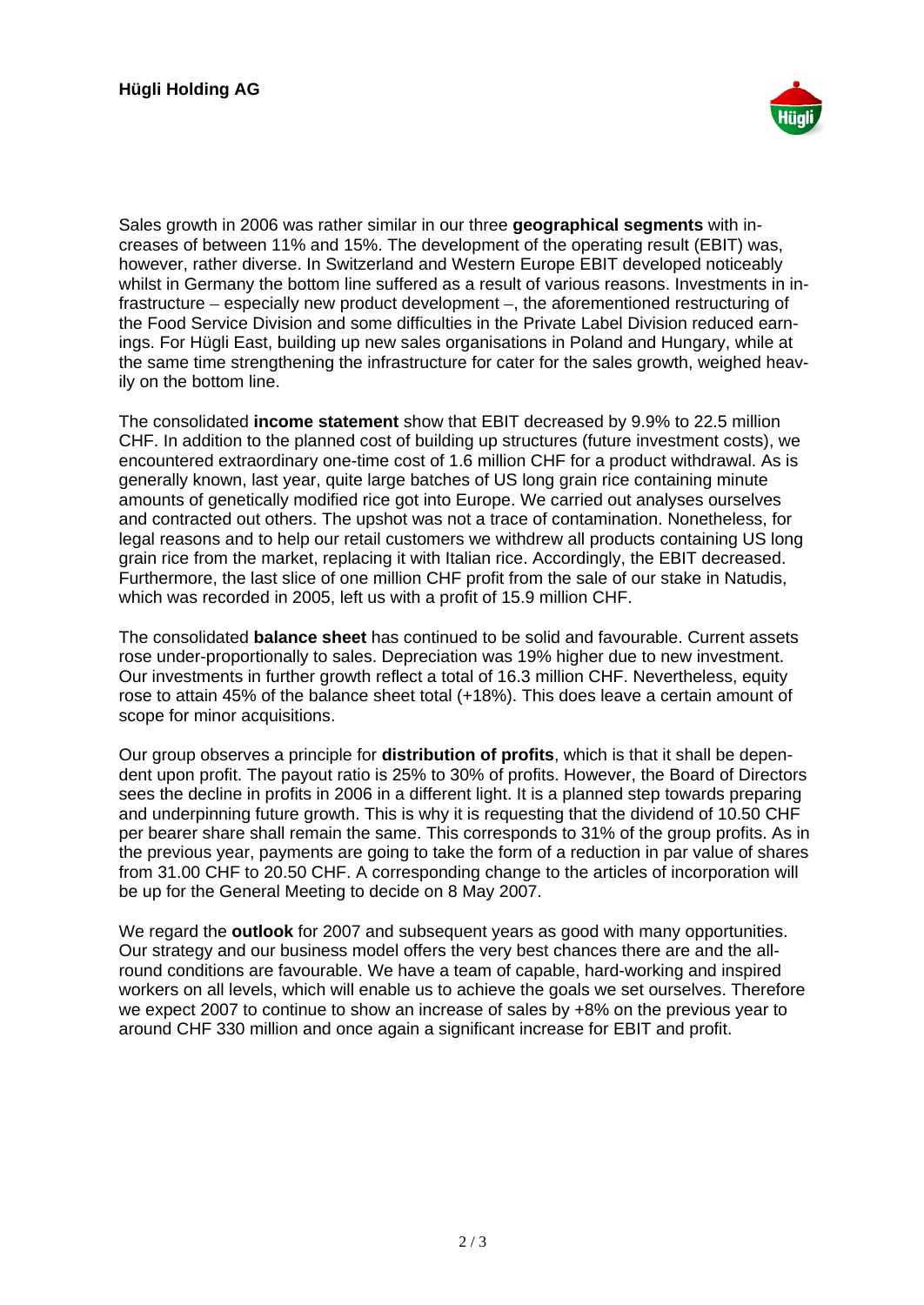Sales growth in 2006 was rather similar in our three **geographical segments** with increases of between 11% and 15%. The development of the operating result (EBIT) was, however, rather diverse. In Switzerland and Western Europe EBIT developed noticeably whilst in Germany the bottom line suffered as a result of various reasons. Investments in infrastructure – especially new product development –, the aforementioned restructuring of the Food Service Division and some difficulties in the Private Label Division reduced earnings. For Hügli East, building up new sales organisations in Poland and Hungary, while at the same time strengthening the infrastructure for cater for the sales growth, weighed heavily on the bottom line.

The consolidated **income statement** show that EBIT decreased by 9.9% to 22.5 million CHF. In addition to the planned cost of building up structures (future investment costs), we encountered extraordinary one-time cost of 1.6 million CHF for a product withdrawal. As is generally known, last year, quite large batches of US long grain rice containing minute amounts of genetically modified rice got into Europe. We carried out analyses ourselves and contracted out others. The upshot was not a trace of contamination. Nonetheless, for legal reasons and to help our retail customers we withdrew all products containing US long grain rice from the market, replacing it with Italian rice. Accordingly, the EBIT decreased. Furthermore, the last slice of one million CHF profit from the sale of our stake in Natudis, which was recorded in 2005, left us with a profit of 15.9 million CHF.

The consolidated **balance sheet** has continued to be solid and favourable. Current assets rose under-proportionally to sales. Depreciation was 19% higher due to new investment. Our investments in further growth reflect a total of 16.3 million CHF. Nevertheless, equity rose to attain 45% of the balance sheet total (+18%). This does leave a certain amount of scope for minor acquisitions.

Our group observes a principle for **distribution of profits**, which is that it shall be dependent upon profit. The payout ratio is 25% to 30% of profits. However, the Board of Directors sees the decline in profits in 2006 in a different light. It is a planned step towards preparing and underpinning future growth. This is why it is requesting that the dividend of 10.50 CHF per bearer share shall remain the same. This corresponds to 31% of the group profits. As in the previous year, payments are going to take the form of a reduction in par value of shares from 31.00 CHF to 20.50 CHF. A corresponding change to the articles of incorporation will be up for the General Meeting to decide on 8 May 2007.

We regard the **outlook** for 2007 and subsequent years as good with many opportunities. Our strategy and our business model offers the very best chances there are and the all-round conditions are favourable. We have a team of capable, hard-working and inspired workers on all levels, which will enable us to achieve the goals we set ourselves. Therefore we expect 2007 to continue to show an increase of sales by +8% on the previous year to around CHF 330 million and once again a significant increase for EBIT and profit.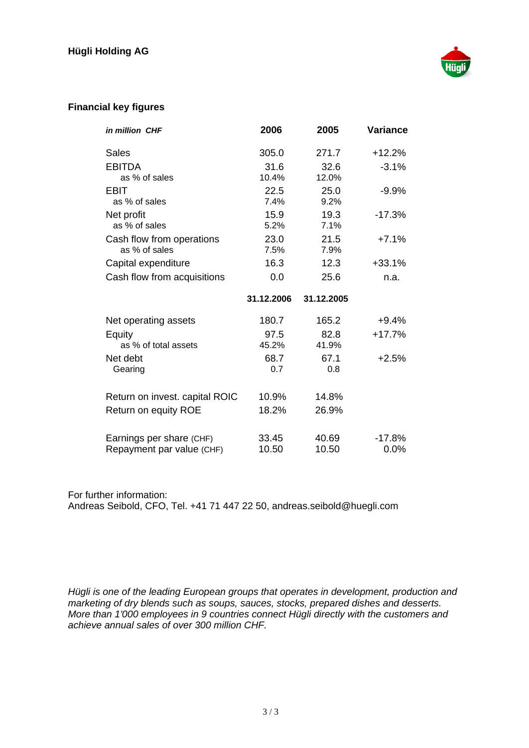**Hügli Holding AG**

### Financial key figures

| *in million CHF* | 2006 | 2005 | Variance |
|---|---|---|---|
| Sales | 305.0 | 271.7 | +12.2% |
| EBITDA | 31.6 | 32.6 | -3.1% |
| as % of sales | 10.4% | 12.0% | |
| EBIT | 22.5 | 25.0 | -9.9% |
| as % of sales | 7.4% | 9.2% | |
| Net profit | 15.9 | 19.3 | -17.3% |
| as % of sales | 5.2% | 7.1% | |
| Cash flow from operations | 23.0 | 21.5 | +7.1% |
| as % of sales | 7.5% | 7.9% | |
| Capital expenditure | 16.3 | 12.3 | +33.1% |
| Cash flow from acquisitions | 0.0 | 25.6 | n.a. |
| | **31.12.2006** | **31.12.2005** | |
| Net operating assets | 180.7 | 165.2 | +9.4% |
| Equity | 97.5 | 82.8 | +17.7% |
| as % of total assets | 45.2% | 41.9% | |
| Net debt | 68.7 | 67.1 | +2.5% |
| Gearing | 0.7 | 0.8 | |
| Return on invest. capital ROIC | 10.9% | 14.8% | |
| Return on equity ROE | 18.2% | 26.9% | |
| Earnings per share (CHF) | 33.45 | 40.69 | -17.8% |
| Repayment par value (CHF) | 10.50 | 10.50 | 0.0% |

For further information:
Andreas Seibold, CFO, Tel. +41 71 447 22 50, andreas.seibold@huegli.com

*Hügli is one of the leading European groups that operates in development, production and marketing of dry blends such as soups, sauces, stocks, prepared dishes and desserts. More than 1'000 employees in 9 countries connect Hügli directly with the customers and achieve annual sales of over 300 million CHF.*